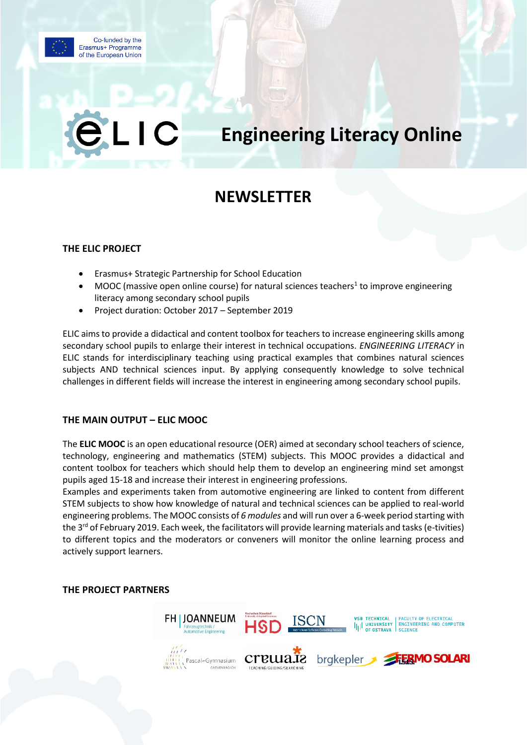Co-funded by the Erasmus+ Programme of the European Union

ELIC

# Engineering Literacy Online

# NEWSLETTER

## THE ELIC PROJECT

- Erasmus+ Strategic Partnership for School Education
- MOOC (massive open online course) for natural sciences teachers[1] to improve engineering literacy among secondary school pupils
- Project duration: October 2017 – September 2019

ELIC aims to provide a didactical and content toolbox for teachers to increase engineering skills among secondary school pupils to enlarge their interest in technical occupations. *ENGINEERING LITERACY* in ELIC stands for interdisciplinary teaching using practical examples that combines natural sciences subjects AND technical sciences input. By applying consequently knowledge to solve technical challenges in different fields will increase the interest in engineering among secondary school pupils.

## THE MAIN OUTPUT – ELIC MOOC

The **ELIC MOOC** is an open educational resource (OER) aimed at secondary school teachers of science, technology, engineering and mathematics (STEM) subjects. This MOOC provides a didactical and content toolbox for teachers which should help them to develop an engineering mind set amongst pupils aged 15-18 and increase their interest in engineering professions.

Examples and experiments taken from automotive engineering are linked to content from different STEM subjects to show how knowledge of natural and technical sciences can be applied to real-world engineering problems. The MOOC consists of *6 modules* and will run over a 6-week period starting with the 3rd of February 2019. Each week, the facilitators will provide learning materials and tasks (e-tivities) to different topics and the moderators or conveners will monitor the online learning process and actively support learners.

## THE PROJECT PARTNERS

FH JOANNEUM Fahrzeugtechnik / Automotive Engineering; HSD Hochschule Düsseldorf University of Applied Sciences; ISCN International Software Consulting Network; VSB Technical University of Ostrava Faculty of Electrical Engineering and Computer Science; Pascal-Gymnasium Grevenbroich; crewuaiz Teaching/Guiding/Searching; brgkepler; ISIS Fermo Solari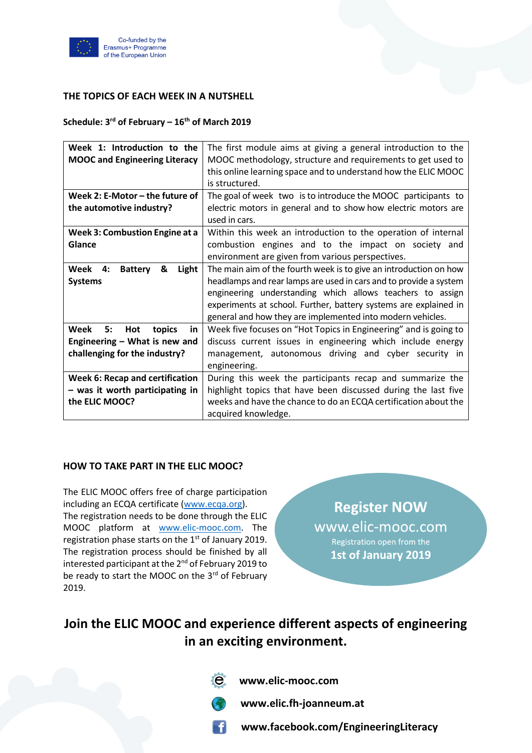Co-funded by the Erasmus+ Programme of the European Union

### THE TOPICS OF EACH WEEK IN A NUTSHELL

**Schedule: 3rd of February – 16th of March 2019**

| | |
|---|---|
| **Week 1: Introduction to the MOOC and Engineering Literacy** | The first module aims at giving a general introduction to the MOOC methodology, structure and requirements to get used to this online learning space and to understand how the ELIC MOOC is structured. |
| **Week 2: E-Motor – the future of the automotive industry?** | The goal of week two is to introduce the MOOC participants to electric motors in general and to show how electric motors are used in cars. |
| **Week 3: Combustion Engine at a Glance** | Within this week an introduction to the operation of internal combustion engines and to the impact on society and environment are given from various perspectives. |
| **Week 4: Battery & Light Systems** | The main aim of the fourth week is to give an introduction on how headlamps and rear lamps are used in cars and to provide a system engineering understanding which allows teachers to assign experiments at school. Further, battery systems are explained in general and how they are implemented into modern vehicles. |
| **Week 5: Hot topics in Engineering – What is new and challenging for the industry?** | Week five focuses on "Hot Topics in Engineering" and is going to discuss current issues in engineering which include energy management, autonomous driving and cyber security in engineering. |
| **Week 6: Recap and certification – was it worth participating in the ELIC MOOC?** | During this week the participants recap and summarize the highlight topics that have been discussed during the last five weeks and have the chance to do an ECQA certification about the acquired knowledge. |

### HOW TO TAKE PART IN THE ELIC MOOC?

The ELIC MOOC offers free of charge participation including an ECQA certificate (www.ecqa.org). The registration needs to be done through the ELIC MOOC platform at www.elic-mooc.com. The registration phase starts on the 1st of January 2019. The registration process should be finished by all interested participant at the 2nd of February 2019 to be ready to start the MOOC on the 3rd of February 2019.

**Register NOW**
www.elic-mooc.com
Registration open from the
**1st of January 2019**

## Join the ELIC MOOC and experience different aspects of engineering in an exciting environment.

**www.elic-mooc.com**

**www.elic.fh-joanneum.at**

**www.facebook.com/EngineeringLiteracy**